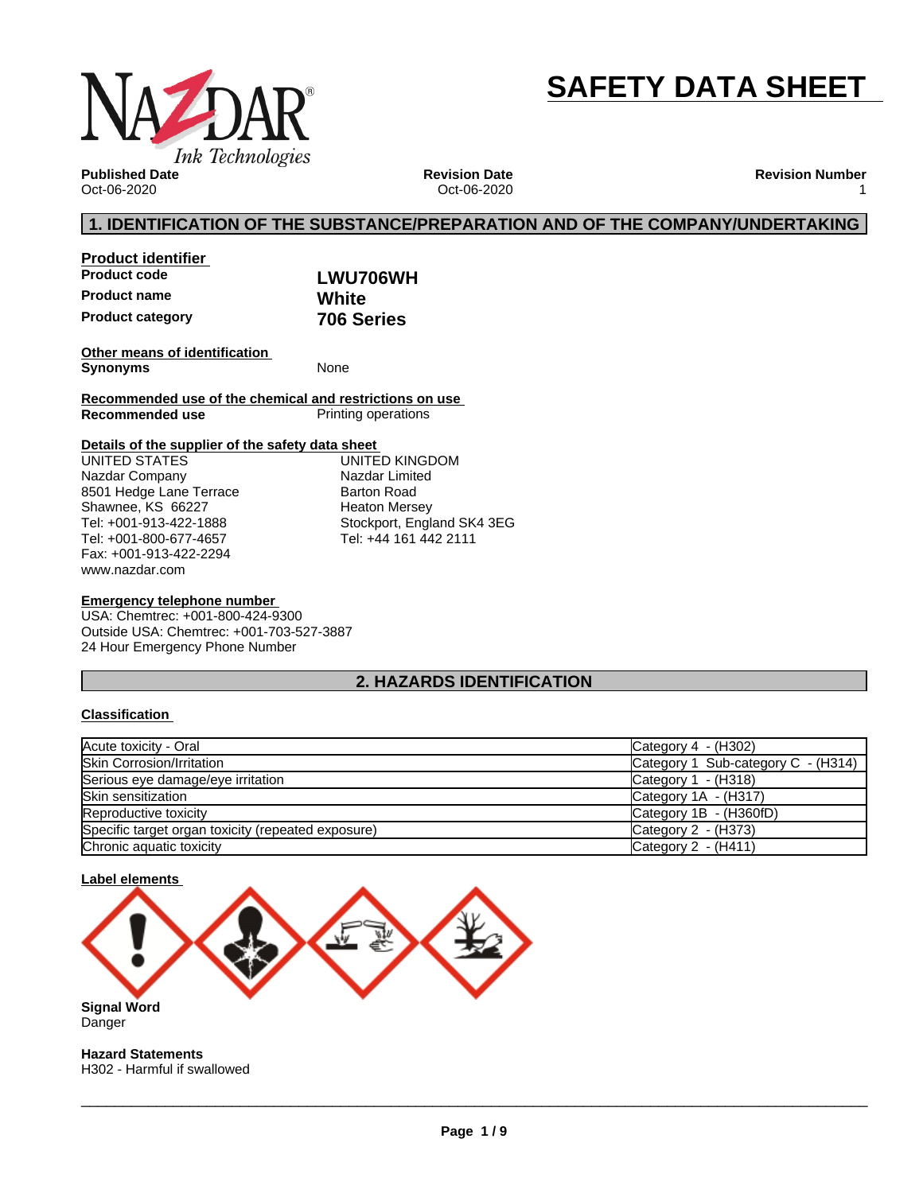# SAFETY DATA SHEET

**Published Date**
Oct-06-2020

**Revision Date**
Oct-06-2020

**Revision Number**
1

## 1. IDENTIFICATION OF THE SUBSTANCE/PREPARATION AND OF THE COMPANY/UNDERTAKING

### Product identifier

| | |
|---|---|
| **Product code** | **LWU706WH** |
| **Product name** | **White** |
| **Product category** | **706 Series** |

### Other means of identification

**Synonyms** None

### Recommended use of the chemical and restrictions on use

**Recommended use** Printing operations

### Details of the supplier of the safety data sheet

UNITED STATES
Nazdar Company
8501 Hedge Lane Terrace
Shawnee, KS 66227
Tel: +001-913-422-1888
Tel: +001-800-677-4657
Fax: +001-913-422-2294
www.nazdar.com

UNITED KINGDOM
Nazdar Limited
Barton Road
Heaton Mersey
Stockport, England SK4 3EG
Tel: +44 161 442 2111

### Emergency telephone number

USA: Chemtrec: +001-800-424-9300
Outside USA: Chemtrec: +001-703-527-3887
24 Hour Emergency Phone Number

## 2. HAZARDS IDENTIFICATION

### Classification

| | |
|---|---|
| Acute toxicity - Oral | Category 4 - (H302) |
| Skin Corrosion/Irritation | Category 1 Sub-category C - (H314) |
| Serious eye damage/eye irritation | Category 1 - (H318) |
| Skin sensitization | Category 1A - (H317) |
| Reproductive toxicity | Category 1B - (H360fD) |
| Specific target organ toxicity (repeated exposure) | Category 2 - (H373) |
| Chronic aquatic toxicity | Category 2 - (H411) |

### Label elements

**Signal Word**
Danger

**Hazard Statements**
H302 - Harmful if swallowed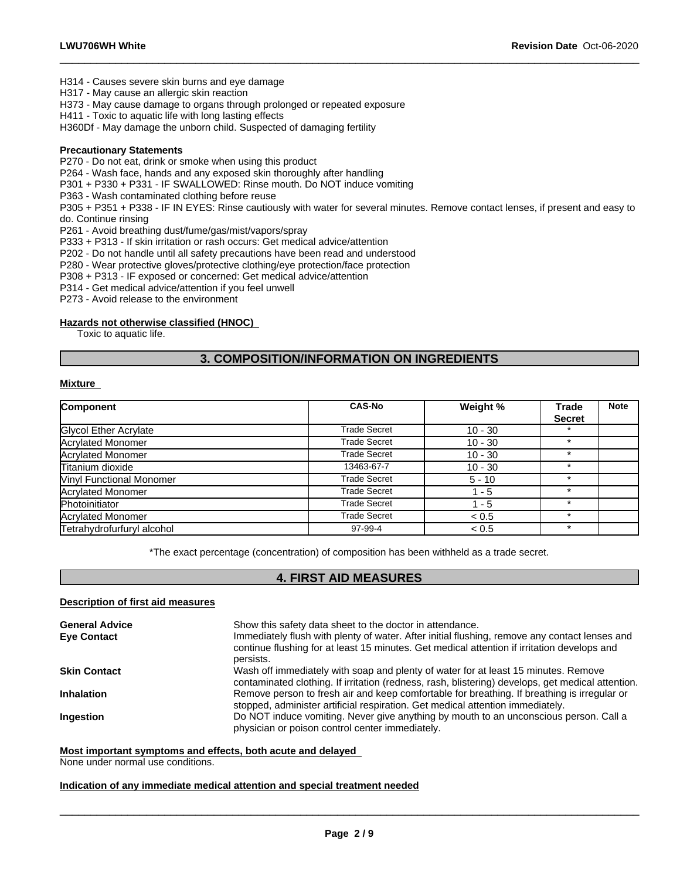H314 - Causes severe skin burns and eye damage
H317 - May cause an allergic skin reaction
H373 - May cause damage to organs through prolonged or repeated exposure
H411 - Toxic to aquatic life with long lasting effects
H360Df - May damage the unborn child. Suspected of damaging fertility

**Precautionary Statements**

P270 - Do not eat, drink or smoke when using this product
P264 - Wash face, hands and any exposed skin thoroughly after handling
P301 + P330 + P331 - IF SWALLOWED: Rinse mouth. Do NOT induce vomiting
P363 - Wash contaminated clothing before reuse
P305 + P351 + P338 - IF IN EYES: Rinse cautiously with water for several minutes. Remove contact lenses, if present and easy to do. Continue rinsing
P261 - Avoid breathing dust/fume/gas/mist/vapors/spray
P333 + P313 - If skin irritation or rash occurs: Get medical advice/attention
P202 - Do not handle until all safety precautions have been read and understood
P280 - Wear protective gloves/protective clothing/eye protection/face protection
P308 + P313 - IF exposed or concerned: Get medical advice/attention
P314 - Get medical advice/attention if you feel unwell
P273 - Avoid release to the environment

**Hazards not otherwise classified (HNOC)**

Toxic to aquatic life.

## 3. COMPOSITION/INFORMATION ON INGREDIENTS

**Mixture**

| Component | CAS-No | Weight % | Trade Secret | Note |
|---|---|---|---|---|
| Glycol Ether Acrylate | Trade Secret | 10 - 30 | * | |
| Acrylated Monomer | Trade Secret | 10 - 30 | * | |
| Acrylated Monomer | Trade Secret | 10 - 30 | * | |
| Titanium dioxide | 13463-67-7 | 10 - 30 | * | |
| Vinyl Functional Monomer | Trade Secret | 5 - 10 | * | |
| Acrylated Monomer | Trade Secret | 1 - 5 | * | |
| Photoinitiator | Trade Secret | 1 - 5 | * | |
| Acrylated Monomer | Trade Secret | < 0.5 | * | |
| Tetrahydrofurfuryl alcohol | 97-99-4 | < 0.5 | * | |

*The exact percentage (concentration) of composition has been withheld as a trade secret.

## 4. FIRST AID MEASURES

**Description of first aid measures**

**General Advice** Show this safety data sheet to the doctor in attendance.

**Eye Contact** Immediately flush with plenty of water. After initial flushing, remove any contact lenses and continue flushing for at least 15 minutes. Get medical attention if irritation develops and persists.

**Skin Contact** Wash off immediately with soap and plenty of water for at least 15 minutes. Remove contaminated clothing. If irritation (redness, rash, blistering) develops, get medical attention.

**Inhalation** Remove person to fresh air and keep comfortable for breathing. If breathing is irregular or stopped, administer artificial respiration. Get medical attention immediately.

**Ingestion** Do NOT induce vomiting. Never give anything by mouth to an unconscious person. Call a physician or poison control center immediately.

**Most important symptoms and effects, both acute and delayed**

None under normal use conditions.

**Indication of any immediate medical attention and special treatment needed**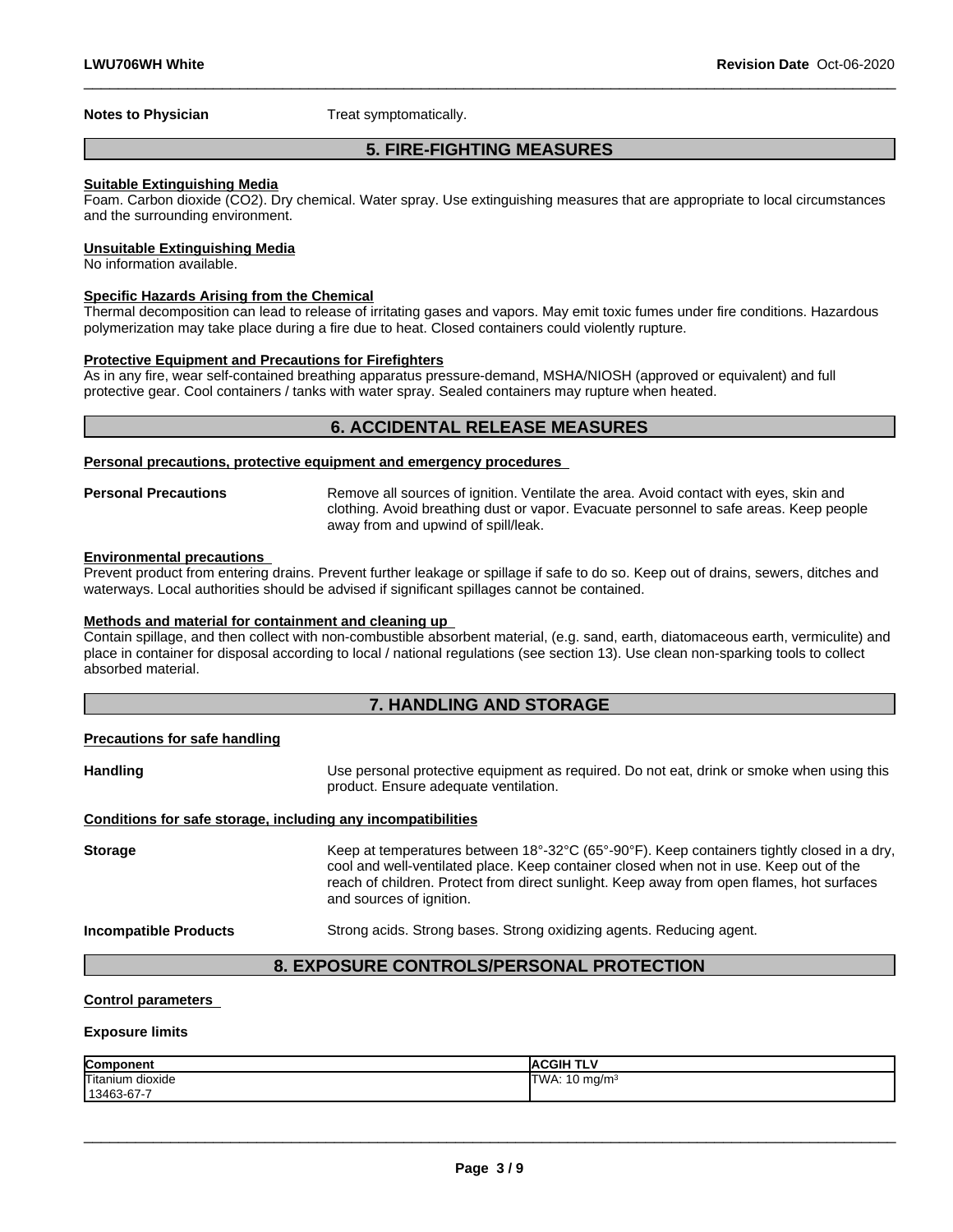**Notes to Physician** Treat symptomatically.

## 5. FIRE-FIGHTING MEASURES

**Suitable Extinguishing Media**
Foam. Carbon dioxide ($CO_2$). Dry chemical. Water spray. Use extinguishing measures that are appropriate to local circumstances and the surrounding environment.

**Unsuitable Extinguishing Media**
No information available.

**Specific Hazards Arising from the Chemical**
Thermal decomposition can lead to release of irritating gases and vapors. May emit toxic fumes under fire conditions. Hazardous polymerization may take place during a fire due to heat. Closed containers could violently rupture.

**Protective Equipment and Precautions for Firefighters**
As in any fire, wear self-contained breathing apparatus pressure-demand, MSHA/NIOSH (approved or equivalent) and full protective gear. Cool containers / tanks with water spray. Sealed containers may rupture when heated.

## 6. ACCIDENTAL RELEASE MEASURES

**Personal precautions, protective equipment and emergency procedures**

**Personal Precautions** Remove all sources of ignition. Ventilate the area. Avoid contact with eyes, skin and clothing. Avoid breathing dust or vapor. Evacuate personnel to safe areas. Keep people away from and upwind of spill/leak.

**Environmental precautions**
Prevent product from entering drains. Prevent further leakage or spillage if safe to do so. Keep out of drains, sewers, ditches and waterways. Local authorities should be advised if significant spillages cannot be contained.

**Methods and material for containment and cleaning up**
Contain spillage, and then collect with non-combustible absorbent material, (e.g. sand, earth, diatomaceous earth, vermiculite) and place in container for disposal according to local / national regulations (see section 13). Use clean non-sparking tools to collect absorbed material.

## 7. HANDLING AND STORAGE

**Precautions for safe handling**

**Handling** Use personal protective equipment as required. Do not eat, drink or smoke when using this product. Ensure adequate ventilation.

**Conditions for safe storage, including any incompatibilities**

**Storage** Keep at temperatures between 18°-32°C (65°-90°F). Keep containers tightly closed in a dry, cool and well-ventilated place. Keep container closed when not in use. Keep out of the reach of children. Protect from direct sunlight. Keep away from open flames, hot surfaces and sources of ignition.

**Incompatible Products** Strong acids. Strong bases. Strong oxidizing agents. Reducing agent.

## 8. EXPOSURE CONTROLS/PERSONAL PROTECTION

**Control parameters**

**Exposure limits**

| Component | ACGIH TLV |
|---|---|
| Titanium dioxide<br>13463-67-7 | TWA: 10 $mg/m^3$ |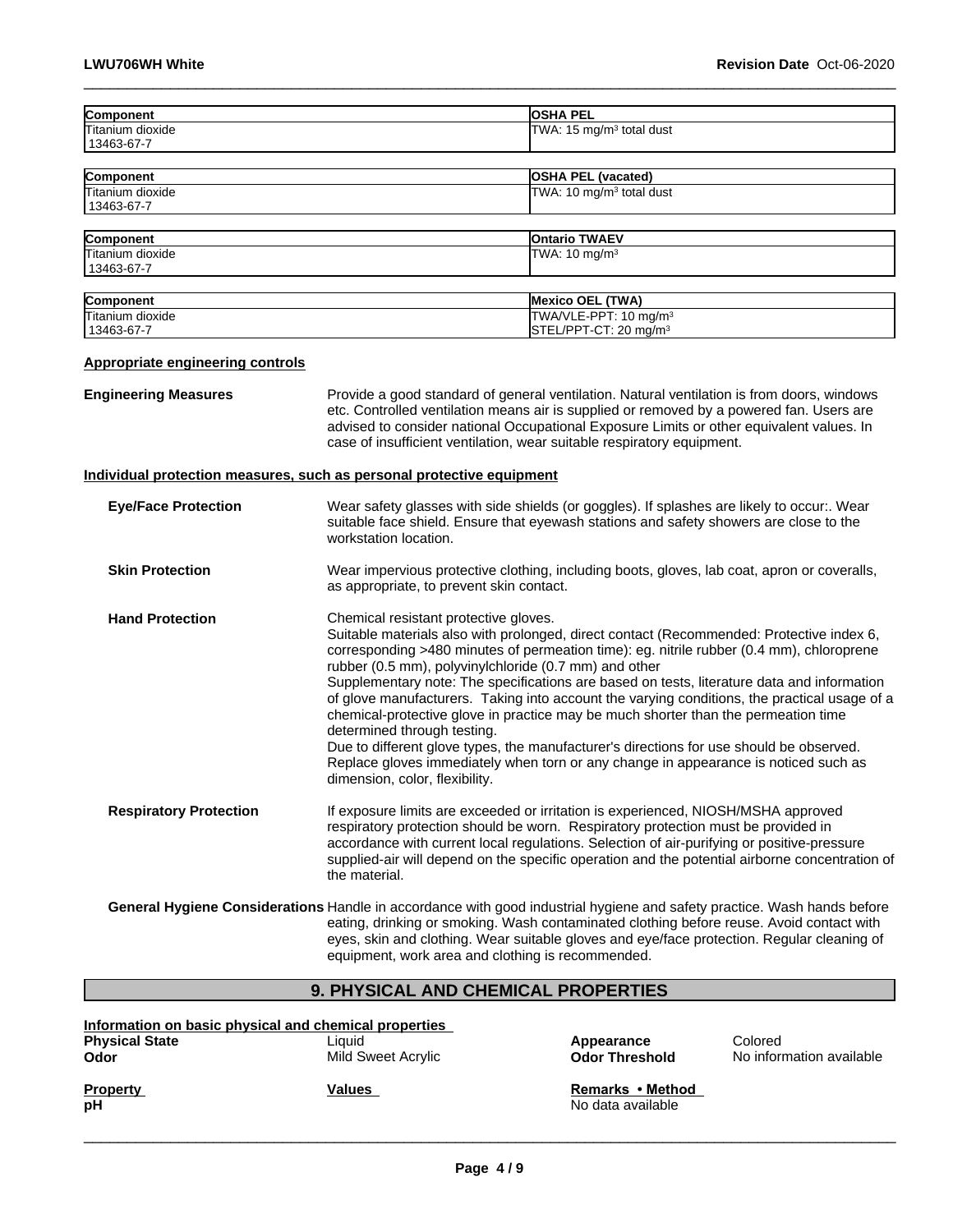| Component | OSHA PEL |
| --- | --- |
| Titanium dioxide<br>13463-67-7 | TWA: 15 mg/m³ total dust |

| Component | OSHA PEL (vacated) |
| --- | --- |
| Titanium dioxide<br>13463-67-7 | TWA: 10 mg/m³ total dust |

| Component | Ontario TWAEV |
| --- | --- |
| Titanium dioxide<br>13463-67-7 | TWA: 10 mg/m³ |

| Component | Mexico OEL (TWA) |
| --- | --- |
| Titanium dioxide<br>13463-67-7 | TWA/VLE-PPT: 10 mg/m³<br>STEL/PPT-CT: 20 mg/m³ |

**Appropriate engineering controls**

**Engineering Measures**
Provide a good standard of general ventilation. Natural ventilation is from doors, windows etc. Controlled ventilation means air is supplied or removed by a powered fan. Users are advised to consider national Occupational Exposure Limits or other equivalent values. In case of insufficient ventilation, wear suitable respiratory equipment.

**Individual protection measures, such as personal protective equipment**

**Eye/Face Protection**
Wear safety glasses with side shields (or goggles). If splashes are likely to occur:. Wear suitable face shield. Ensure that eyewash stations and safety showers are close to the workstation location.

**Skin Protection**
Wear impervious protective clothing, including boots, gloves, lab coat, apron or coveralls, as appropriate, to prevent skin contact.

**Hand Protection**
Chemical resistant protective gloves.
Suitable materials also with prolonged, direct contact (Recommended: Protective index 6, corresponding >480 minutes of permeation time): eg. nitrile rubber (0.4 mm), chloroprene rubber (0.5 mm), polyvinylchloride (0.7 mm) and other
Supplementary note: The specifications are based on tests, literature data and information of glove manufacturers. Taking into account the varying conditions, the practical usage of a chemical-protective glove in practice may be much shorter than the permeation time determined through testing.
Due to different glove types, the manufacturer's directions for use should be observed. Replace gloves immediately when torn or any change in appearance is noticed such as dimension, color, flexibility.

**Respiratory Protection**
If exposure limits are exceeded or irritation is experienced, NIOSH/MSHA approved respiratory protection should be worn. Respiratory protection must be provided in accordance with current local regulations. Selection of air-purifying or positive-pressure supplied-air will depend on the specific operation and the potential airborne concentration of the material.

**General Hygiene Considerations**
Handle in accordance with good industrial hygiene and safety practice. Wash hands before eating, drinking or smoking. Wash contaminated clothing before reuse. Avoid contact with eyes, skin and clothing. Wear suitable gloves and eye/face protection. Regular cleaning of equipment, work area and clothing is recommended.

## 9. PHYSICAL AND CHEMICAL PROPERTIES

**Information on basic physical and chemical properties**

| | | | |
| --- | --- | --- | --- |
| **Physical State** | Liquid | **Appearance** | Colored |
| **Odor** | Mild Sweet Acrylic | **Odor Threshold** | No information available |

| **Property** | **Values** | **Remarks • Method** |
| --- | --- | --- |
| **pH** | | No data available |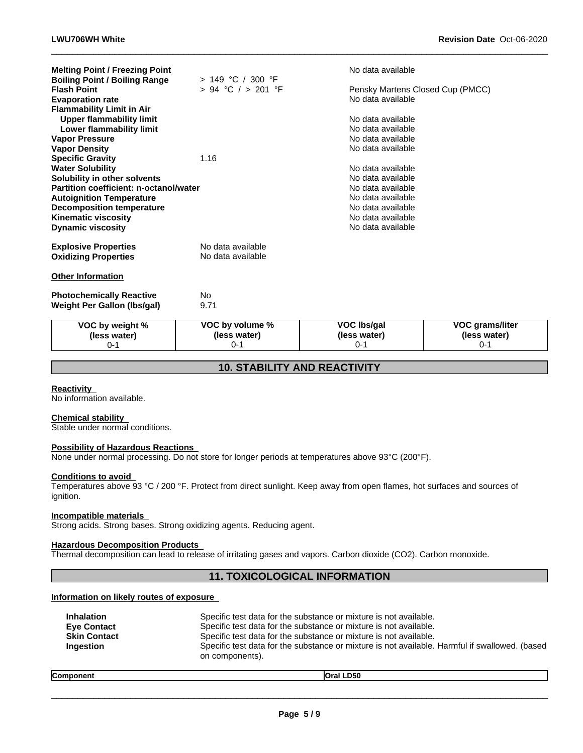| | | |
|---|---|---|
| **Melting Point / Freezing Point** | | No data available |
| **Boiling Point / Boiling Range** | > 149 °C / 300 °F | |
| **Flash Point** | > 94 °C / > 201 °F | Pensky Martens Closed Cup (PMCC) |
| **Evaporation rate** | | No data available |
| **Flammability Limit in Air** | | |
| **Upper flammability limit** | | No data available |
| **Lower flammability limit** | | No data available |
| **Vapor Pressure** | | No data available |
| **Vapor Density** | | No data available |
| **Specific Gravity** | 1.16 | |
| **Water Solubility** | | No data available |
| **Solubility in other solvents** | | No data available |
| **Partition coefficient: n-octanol/water** | | No data available |
| **Autoignition Temperature** | | No data available |
| **Decomposition temperature** | | No data available |
| **Kinematic viscosity** | | No data available |
| **Dynamic viscosity** | | No data available |

**Explosive Properties** No data available
**Oxidizing Properties** No data available

**Other Information**

**Photochemically Reactive** No
**Weight Per Gallon (lbs/gal)** 9.71

| VOC by weight % (less water) | VOC by volume % (less water) | VOC lbs/gal (less water) | VOC grams/liter (less water) |
|---|---|---|---|
| 0-1 | 0-1 | 0-1 | 0-1 |

## 10. STABILITY AND REACTIVITY

**Reactivity**
No information available.

**Chemical stability**
Stable under normal conditions.

**Possibility of Hazardous Reactions**
None under normal processing. Do not store for longer periods at temperatures above 93°C (200°F).

**Conditions to avoid**
Temperatures above 93 °C / 200 °F. Protect from direct sunlight. Keep away from open flames, hot surfaces and sources of ignition.

**Incompatible materials**
Strong acids. Strong bases. Strong oxidizing agents. Reducing agent.

**Hazardous Decomposition Products**
Thermal decomposition can lead to release of irritating gases and vapors. Carbon dioxide ($CO_2$). Carbon monoxide.

## 11. TOXICOLOGICAL INFORMATION

**Information on likely routes of exposure**

| | |
|---|---|
| **Inhalation** | Specific test data for the substance or mixture is not available. |
| **Eye Contact** | Specific test data for the substance or mixture is not available. |
| **Skin Contact** | Specific test data for the substance or mixture is not available. |
| **Ingestion** | Specific test data for the substance or mixture is not available. Harmful if swallowed. (based on components). |

| Component | Oral LD50 |
|---|---|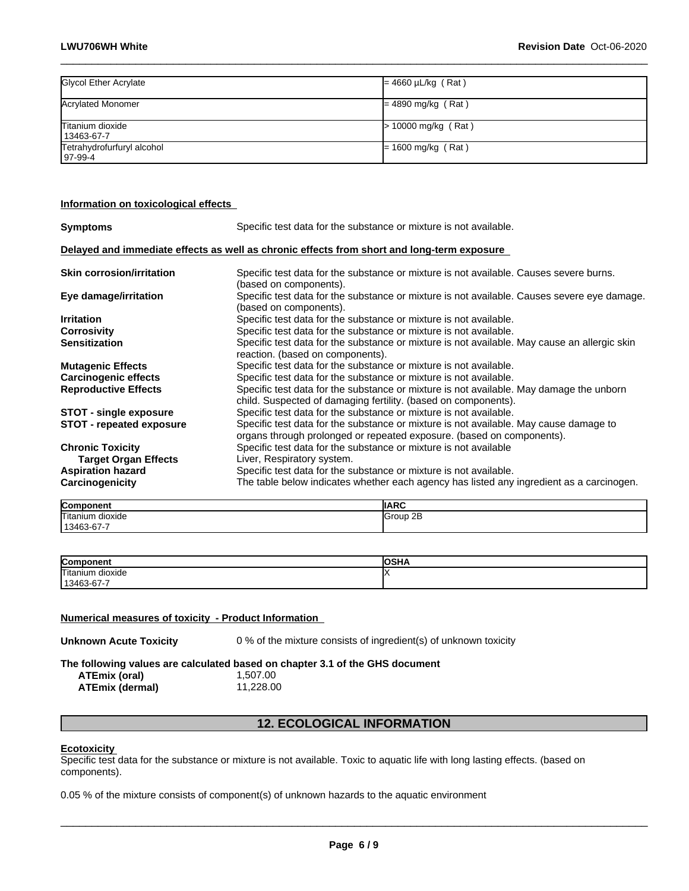| | |
|---|---|
| Glycol Ether Acrylate | = 4660 µL/kg ( Rat ) |
| Acrylated Monomer | = 4890 mg/kg ( Rat ) |
| Titanium dioxide<br>13463-67-7 | > 10000 mg/kg ( Rat ) |
| Tetrahydrofurfuryl alcohol<br>97-99-4 | = 1600 mg/kg ( Rat ) |

**Information on toxicological effects**

**Symptoms** Specific test data for the substance or mixture is not available.

**Delayed and immediate effects as well as chronic effects from short and long-term exposure**

**Skin corrosion/irritation** Specific test data for the substance or mixture is not available. Causes severe burns. (based on components).

**Eye damage/irritation** Specific test data for the substance or mixture is not available. Causes severe eye damage. (based on components).

**Irritation** Specific test data for the substance or mixture is not available.

**Corrosivity** Specific test data for the substance or mixture is not available.

**Sensitization** Specific test data for the substance or mixture is not available. May cause an allergic skin reaction. (based on components).

**Mutagenic Effects** Specific test data for the substance or mixture is not available.

**Carcinogenic effects** Specific test data for the substance or mixture is not available.

**Reproductive Effects** Specific test data for the substance or mixture is not available. May damage the unborn child. Suspected of damaging fertility. (based on components).

**STOT - single exposure** Specific test data for the substance or mixture is not available.

**STOT - repeated exposure** Specific test data for the substance or mixture is not available. May cause damage to organs through prolonged or repeated exposure. (based on components).

**Chronic Toxicity** Specific test data for the substance or mixture is not available

**Target Organ Effects** Liver, Respiratory system.

**Aspiration hazard** Specific test data for the substance or mixture is not available.

**Carcinogenicity** The table below indicates whether each agency has listed any ingredient as a carcinogen.

| Component | IARC |
|---|---|
| Titanium dioxide<br>13463-67-7 | Group 2B |

| Component | OSHA |
|---|---|
| Titanium dioxide<br>13463-67-7 | X |

**Numerical measures of toxicity - Product Information**

**Unknown Acute Toxicity** 0 % of the mixture consists of ingredient(s) of unknown toxicity

**The following values are calculated based on chapter 3.1 of the GHS document**

**ATEmix (oral)** 1,507.00

**ATEmix (dermal)** 11,228.00

## 12. ECOLOGICAL INFORMATION

**Ecotoxicity**

Specific test data for the substance or mixture is not available. Toxic to aquatic life with long lasting effects. (based on components).

0.05 % of the mixture consists of component(s) of unknown hazards to the aquatic environment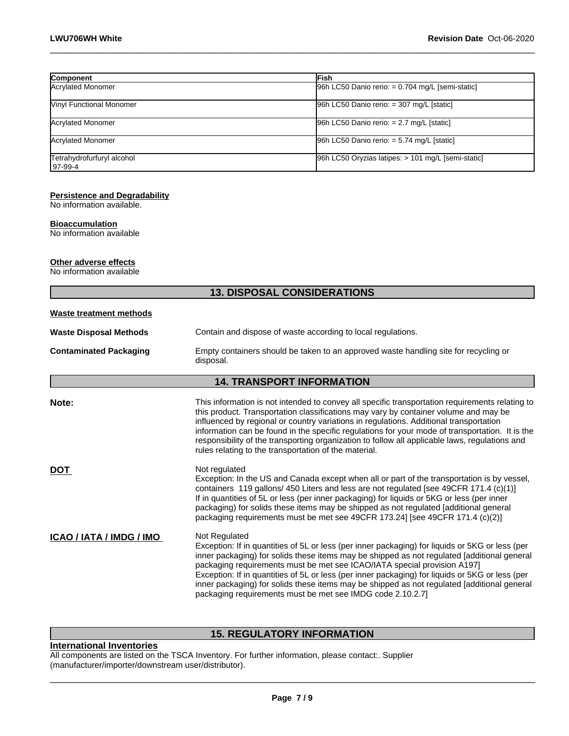| Component | Fish |
| --- | --- |
| Acrylated Monomer | 96h LC50 Danio rerio: = 0.704 mg/L [semi-static] |
| Vinyl Functional Monomer | 96h LC50 Danio rerio: = 307 mg/L [static] |
| Acrylated Monomer | 96h LC50 Danio rerio: = 2.7 mg/L [static] |
| Acrylated Monomer | 96h LC50 Danio rerio: = 5.74 mg/L [static] |
| Tetrahydrofurfuryl alcohol 97-99-4 | 96h LC50 Oryzias latipes: > 101 mg/L [semi-static] |

**Persistence and Degradability**
No information available.

**Bioaccumulation**
No information available

**Other adverse effects**
No information available

## 13. DISPOSAL CONSIDERATIONS

**Waste treatment methods**

**Waste Disposal Methods** Contain and dispose of waste according to local regulations.

**Contaminated Packaging** Empty containers should be taken to an approved waste handling site for recycling or disposal.

## 14. TRANSPORT INFORMATION

**Note:** This information is not intended to convey all specific transportation requirements relating to this product. Transportation classifications may vary by container volume and may be influenced by regional or country variations in regulations. Additional transportation information can be found in the specific regulations for your mode of transportation. It is the responsibility of the transporting organization to follow all applicable laws, regulations and rules relating to the transportation of the material.

**DOT** Not regulated
Exception: In the US and Canada except when all or part of the transportation is by vessel, containers 119 gallons/ 450 Liters and less are not regulated [see 49CFR 171.4 (c)(1)]
If in quantities of 5L or less (per inner packaging) for liquids or 5KG or less (per inner packaging) for solids these items may be shipped as not regulated [additional general packaging requirements must be met see 49CFR 173.24] [see 49CFR 171.4 (c)(2)]

**ICAO / IATA / IMDG / IMO** Not Regulated
Exception: If in quantities of 5L or less (per inner packaging) for liquids or 5KG or less (per inner packaging) for solids these items may be shipped as not regulated [additional general packaging requirements must be met see ICAO/IATA special provision A197]
Exception: If in quantities of 5L or less (per inner packaging) for liquids or 5KG or less (per inner packaging) for solids these items may be shipped as not regulated [additional general packaging requirements must be met see IMDG code 2.10.2.7]

## 15. REGULATORY INFORMATION

**International Inventories**
All components are listed on the TSCA Inventory. For further information, please contact:. Supplier (manufacturer/importer/downstream user/distributor).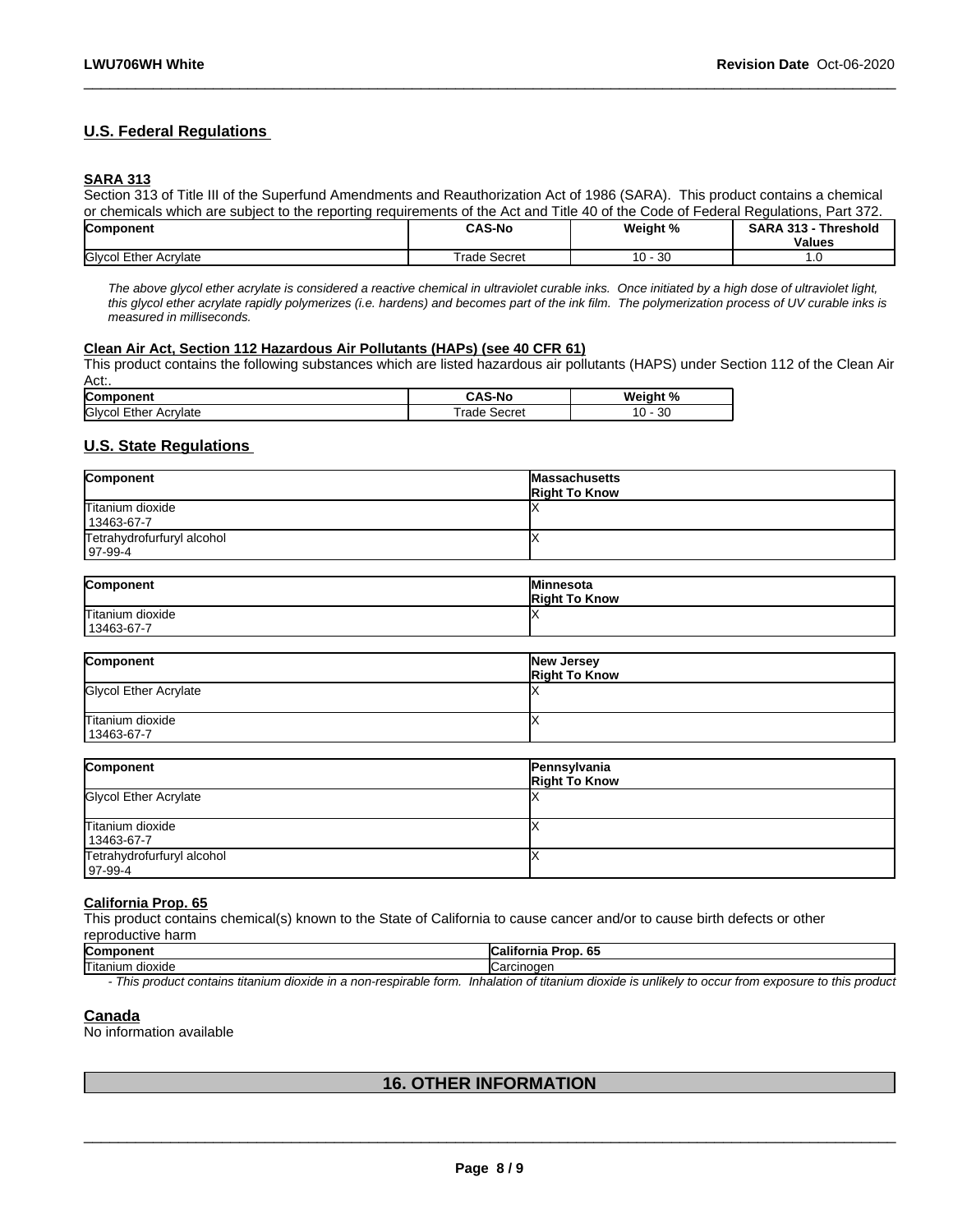## U.S. Federal Regulations

### SARA 313

Section 313 of Title III of the Superfund Amendments and Reauthorization Act of 1986 (SARA). This product contains a chemical or chemicals which are subject to the reporting requirements of the Act and Title 40 of the Code of Federal Regulations, Part 372.

| Component | CAS-No | Weight % | SARA 313 - Threshold Values |
|---|---|---|---|
| Glycol Ether Acrylate | Trade Secret | 10 - 30 | 1.0 |

*The above glycol ether acrylate is considered a reactive chemical in ultraviolet curable inks. Once initiated by a high dose of ultraviolet light, this glycol ether acrylate rapidly polymerizes (i.e. hardens) and becomes part of the ink film. The polymerization process of UV curable inks is measured in milliseconds.*

### Clean Air Act, Section 112 Hazardous Air Pollutants (HAPs) (see 40 CFR 61)

This product contains the following substances which are listed hazardous air pollutants (HAPS) under Section 112 of the Clean Air Act:.

| Component | CAS-No | Weight % |
|---|---|---|
| Glycol Ether Acrylate | Trade Secret | 10 - 30 |

## U.S. State Regulations

| Component | Massachusetts Right To Know |
|---|---|
| Titanium dioxide 13463-67-7 | X |
| Tetrahydrofurfuryl alcohol 97-99-4 | X |

| Component | Minnesota Right To Know |
|---|---|
| Titanium dioxide 13463-67-7 | X |

| Component | New Jersey Right To Know |
|---|---|
| Glycol Ether Acrylate | X |
| Titanium dioxide 13463-67-7 | X |

| Component | Pennsylvania Right To Know |
|---|---|
| Glycol Ether Acrylate | X |
| Titanium dioxide 13463-67-7 | X |
| Tetrahydrofurfuryl alcohol 97-99-4 | X |

### California Prop. 65

This product contains chemical(s) known to the State of California to cause cancer and/or to cause birth defects or other reproductive harm

| Component | California Prop. 65 |
|---|---|
| Titanium dioxide | Carcinogen |

*- This product contains titanium dioxide in a non-respirable form. Inhalation of titanium dioxide is unlikely to occur from exposure to this product*

### Canada

No information available

# 16. OTHER INFORMATION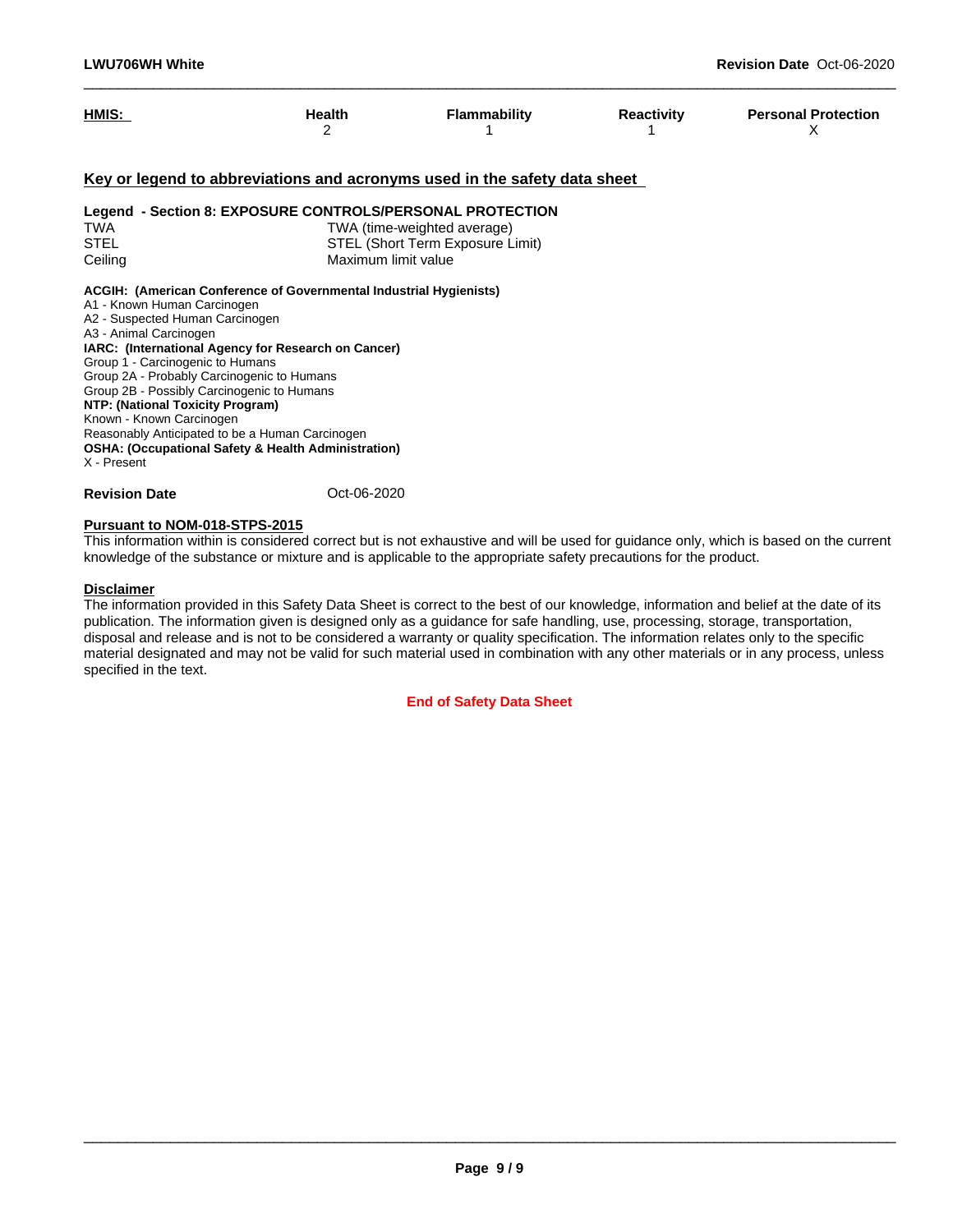| **HMIS:** | **Health** | **Flammability** | **Reactivity** | **Personal Protection** |
|---|---|---|---|---|
| | 2 | 1 | 1 | X |

## Key or legend to abbreviations and acronyms used in the safety data sheet

**Legend - Section 8: EXPOSURE CONTROLS/PERSONAL PROTECTION**

| | |
|---|---|
| TWA | TWA (time-weighted average) |
| STEL | STEL (Short Term Exposure Limit) |
| Ceiling | Maximum limit value |

**ACGIH: (American Conference of Governmental Industrial Hygienists)**
A1 - Known Human Carcinogen
A2 - Suspected Human Carcinogen
A3 - Animal Carcinogen
**IARC: (International Agency for Research on Cancer)**
Group 1 - Carcinogenic to Humans
Group 2A - Probably Carcinogenic to Humans
Group 2B - Possibly Carcinogenic to Humans
**NTP: (National Toxicity Program)**
Known - Known Carcinogen
Reasonably Anticipated to be a Human Carcinogen
**OSHA: (Occupational Safety & Health Administration)**
X - Present

**Revision Date** Oct-06-2020

**Pursuant to NOM-018-STPS-2015**
This information within is considered correct but is not exhaustive and will be used for guidance only, which is based on the current knowledge of the substance or mixture and is applicable to the appropriate safety precautions for the product.

**Disclaimer**
The information provided in this Safety Data Sheet is correct to the best of our knowledge, information and belief at the date of its publication. The information given is designed only as a guidance for safe handling, use, processing, storage, transportation, disposal and release and is not to be considered a warranty or quality specification. The information relates only to the specific material designated and may not be valid for such material used in combination with any other materials or in any process, unless specified in the text.

**End of Safety Data Sheet**